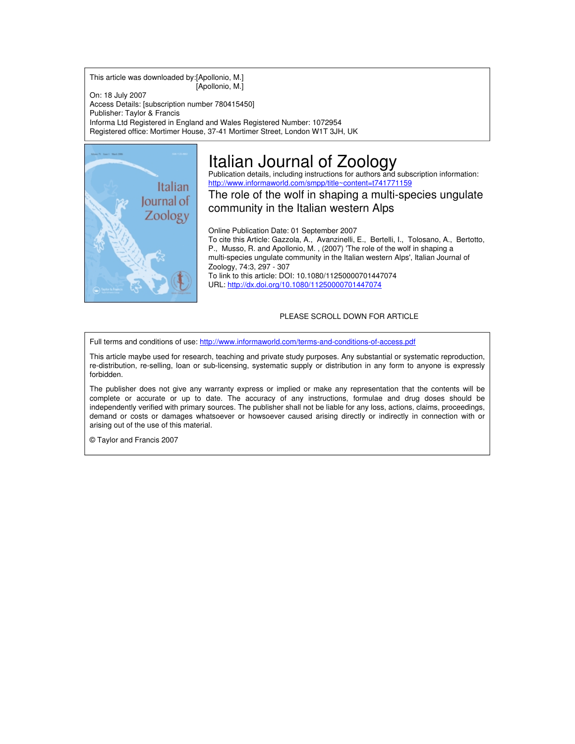This article was downloaded by:[Apollonio, M.]
[Apollonio, M.]

On: 18 July 2007
Access Details: [subscription number 780415450]
Publisher: Taylor & Francis
Informa Ltd Registered in England and Wales Registered Number: 1072954
Registered office: Mortimer House, 37-41 Mortimer Street, London W1T 3JH, UK

# Italian Journal of Zoology

Publication details, including instructions for authors and subscription information:
http://www.informaworld.com/smpp/title~content=t741771159

## The role of the wolf in shaping a multi-species ungulate community in the Italian western Alps

Online Publication Date: 01 September 2007

To cite this Article: Gazzola, A., Avanzinelli, E., Bertelli, I., Tolosano, A., Bertotto, P., Musso, R. and Apollonio, M. , (2007) 'The role of the wolf in shaping a multi-species ungulate community in the Italian western Alps', Italian Journal of Zoology, 74:3, 297 - 307

To link to this article: DOI: 10.1080/11250000701447074
URL: http://dx.doi.org/10.1080/11250000701447074

PLEASE SCROLL DOWN FOR ARTICLE

Full terms and conditions of use: http://www.informaworld.com/terms-and-conditions-of-access.pdf

This article maybe used for research, teaching and private study purposes. Any substantial or systematic reproduction, re-distribution, re-selling, loan or sub-licensing, systematic supply or distribution in any form to anyone is expressly forbidden.

The publisher does not give any warranty express or implied or make any representation that the contents will be complete or accurate or up to date. The accuracy of any instructions, formulae and drug doses should be independently verified with primary sources. The publisher shall not be liable for any loss, actions, claims, proceedings, demand or costs or damages whatsoever or howsoever caused arising directly or indirectly in connection with or arising out of the use of this material.

© Taylor and Francis 2007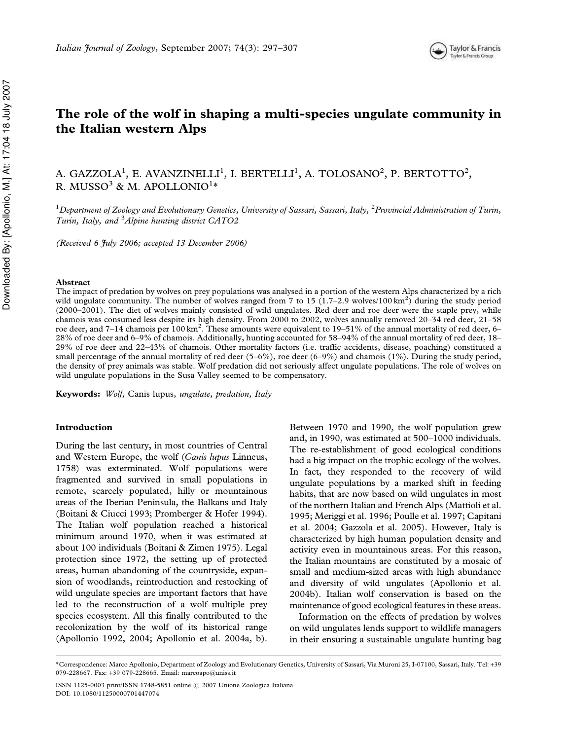# The role of the wolf in shaping a multi-species ungulate community in the Italian western Alps

A. GAZZOLA[1], E. AVANZINELLI[1], I. BERTELLI[1], A. TOLOSANO[2], P. BERTOTTO[2], R. MUSSO[3] & M. APOLLONIO[1]*

[1]*Department of Zoology and Evolutionary Genetics, University of Sassari, Sassari, Italy,* [2]*Provincial Administration of Turin, Turin, Italy, and* [3]*Alpine hunting district CATO2*

*(Received 6 July 2006; accepted 13 December 2006)*

### Abstract

The impact of predation by wolves on prey populations was analysed in a portion of the western Alps characterized by a rich wild ungulate community. The number of wolves ranged from 7 to 15 (1.7–2.9 wolves/100 $km^2$) during the study period (2000–2001). The diet of wolves mainly consisted of wild ungulates. Red deer and roe deer were the staple prey, while chamois was consumed less despite its high density. From 2000 to 2002, wolves annually removed 20–34 red deer, 21–58 roe deer, and 7–14 chamois per 100 $km^2$. These amounts were equivalent to 19–51% of the annual mortality of red deer, 6–28% of roe deer and 6–9% of chamois. Additionally, hunting accounted for 58–94% of the annual mortality of red deer, 18–29% of roe deer and 22–43% of chamois. Other mortality factors (i.e. traffic accidents, disease, poaching) constituted a small percentage of the annual mortality of red deer (5–6%), roe deer (6–9%) and chamois (1%). During the study period, the density of prey animals was stable. Wolf predation did not seriously affect ungulate populations. The role of wolves on wild ungulate populations in the Susa Valley seemed to be compensatory.

**Keywords:** *Wolf,* Canis lupus, *ungulate, predation, Italy*

## Introduction

During the last century, in most countries of Central and Western Europe, the wolf (*Canis lupus* Linneus, 1758) was exterminated. Wolf populations were fragmented and survived in small populations in remote, scarcely populated, hilly or mountainous areas of the Iberian Peninsula, the Balkans and Italy (Boitani & Ciucci 1993; Promberger & Hofer 1994). The Italian wolf population reached a historical minimum around 1970, when it was estimated at about 100 individuals (Boitani & Zimen 1975). Legal protection since 1972, the setting up of protected areas, human abandoning of the countryside, expansion of woodlands, reintroduction and restocking of wild ungulate species are important factors that have led to the reconstruction of a wolf–multiple prey species ecosystem. All this finally contributed to the recolonization by the wolf of its historical range (Apollonio 1992, 2004; Apollonio et al. 2004a, b). Between 1970 and 1990, the wolf population grew and, in 1990, was estimated at 500–1000 individuals. The re-establishment of good ecological conditions had a big impact on the trophic ecology of the wolves. In fact, they responded to the recovery of wild ungulate populations by a marked shift in feeding habits, that are now based on wild ungulates in most of the northern Italian and French Alps (Mattioli et al. 1995; Meriggi et al. 1996; Poulle et al. 1997; Capitani et al. 2004; Gazzola et al. 2005). However, Italy is characterized by high human population density and activity even in mountainous areas. For this reason, the Italian mountains are constituted by a mosaic of small and medium-sized areas with high abundance and diversity of wild ungulates (Apollonio et al. 2004b). Italian wolf conservation is based on the maintenance of good ecological features in these areas.

Information on the effects of predation by wolves on wild ungulates lends support to wildlife managers in their ensuring a sustainable ungulate hunting bag

*Correspondence: Marco Apollonio, Department of Zoology and Evolutionary Genetics, University of Sassari, Via Muroni 25, I-07100, Sassari, Italy. Tel: +39 079-228667. Fax: +39 079-228665. Email: marcoapo@uniss.it

ISSN 1125-0003 print/ISSN 1748-5851 online © 2007 Unione Zoologica Italiana
DOI: 10.1080/11250000701447074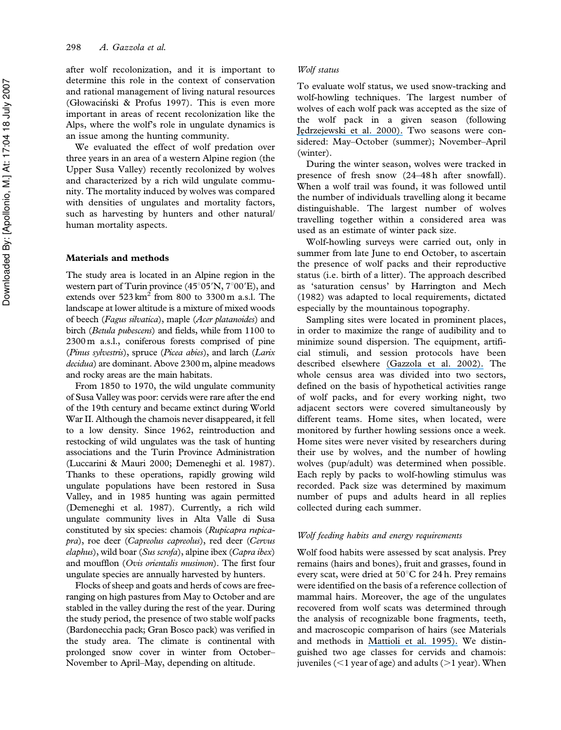after wolf recolonization, and it is important to determine this role in the context of conservation and rational management of living natural resources (Głowaciński & Profus 1997). This is even more important in areas of recent recolonization like the Alps, where the wolf's role in ungulate dynamics is an issue among the hunting community.

We evaluated the effect of wolf predation over three years in an area of a western Alpine region (the Upper Susa Valley) recently recolonized by wolves and characterized by a rich wild ungulate community. The mortality induced by wolves was compared with densities of ungulates and mortality factors, such as harvesting by hunters and other natural/human mortality aspects.

## Materials and methods

The study area is located in an Alpine region in the western part of Turin province (45°05′N, 7°00′E), and extends over 523 km$^2$ from 800 to 3300 m a.s.l. The landscape at lower altitude is a mixture of mixed woods of beech (*Fagus silvatica*), maple (*Acer platanoides*) and birch (*Betula pubescens*) and fields, while from 1100 to 2300 m a.s.l., coniferous forests comprised of pine (*Pinus sylvestris*), spruce (*Picea abies*), and larch (*Larix decidua*) are dominant. Above 2300 m, alpine meadows and rocky areas are the main habitats.

From 1850 to 1970, the wild ungulate community of Susa Valley was poor: cervids were rare after the end of the 19th century and became extinct during World War II. Although the chamois never disappeared, it fell to a low density. Since 1962, reintroduction and restocking of wild ungulates was the task of hunting associations and the Turin Province Administration (Luccarini & Mauri 2000; Demeneghi et al. 1987). Thanks to these operations, rapidly growing wild ungulate populations have been restored in Susa Valley, and in 1985 hunting was again permitted (Demeneghi et al. 1987). Currently, a rich wild ungulate community lives in Alta Valle di Susa constituted by six species: chamois (*Rupicapra rupicapra*), roe deer (*Capreolus capreolus*), red deer (*Cervus elaphus*), wild boar (*Sus scrofa*), alpine ibex (*Capra ibex*) and moufflon (*Ovis orientalis musimon*). The first four ungulate species are annually harvested by hunters.

Flocks of sheep and goats and herds of cows are free-ranging on high pastures from May to October and are stabled in the valley during the rest of the year. During the study period, the presence of two stable wolf packs (Bardonecchia pack; Gran Bosco pack) was verified in the study area. The climate is continental with prolonged snow cover in winter from October–November to April–May, depending on altitude.

### *Wolf status*

To evaluate wolf status, we used snow-tracking and wolf-howling techniques. The largest number of wolves of each wolf pack was accepted as the size of the wolf pack in a given season (following Jędrzejewski et al. 2000). Two seasons were considered: May–October (summer); November–April (winter).

During the winter season, wolves were tracked in presence of fresh snow (24–48 h after snowfall). When a wolf trail was found, it was followed until the number of individuals travelling along it became distinguishable. The largest number of wolves travelling together within a considered area was used as an estimate of winter pack size.

Wolf-howling surveys were carried out, only in summer from late June to end October, to ascertain the presence of wolf packs and their reproductive status (i.e. birth of a litter). The approach described as 'saturation census' by Harrington and Mech (1982) was adapted to local requirements, dictated especially by the mountainous topography.

Sampling sites were located in prominent places, in order to maximize the range of audibility and to minimize sound dispersion. The equipment, artificial stimuli, and session protocols have been described elsewhere (Gazzola et al. 2002). The whole census area was divided into two sectors, defined on the basis of hypothetical activities range of wolf packs, and for every working night, two adjacent sectors were covered simultaneously by different teams. Home sites, when located, were monitored by further howling sessions once a week. Home sites were never visited by researchers during their use by wolves, and the number of howling wolves (pup/adult) was determined when possible. Each reply by packs to wolf-howling stimulus was recorded. Pack size was determined by maximum number of pups and adults heard in all replies collected during each summer.

### *Wolf feeding habits and energy requirements*

Wolf food habits were assessed by scat analysis. Prey remains (hairs and bones), fruit and grasses, found in every scat, were dried at 50°C for 24 h. Prey remains were identified on the basis of a reference collection of mammal hairs. Moreover, the age of the ungulates recovered from wolf scats was determined through the analysis of recognizable bone fragments, teeth, and macroscopic comparison of hairs (see Materials and methods in Mattioli et al. 1995). We distinguished two age classes for cervids and chamois: juveniles (<1 year of age) and adults (>1 year). When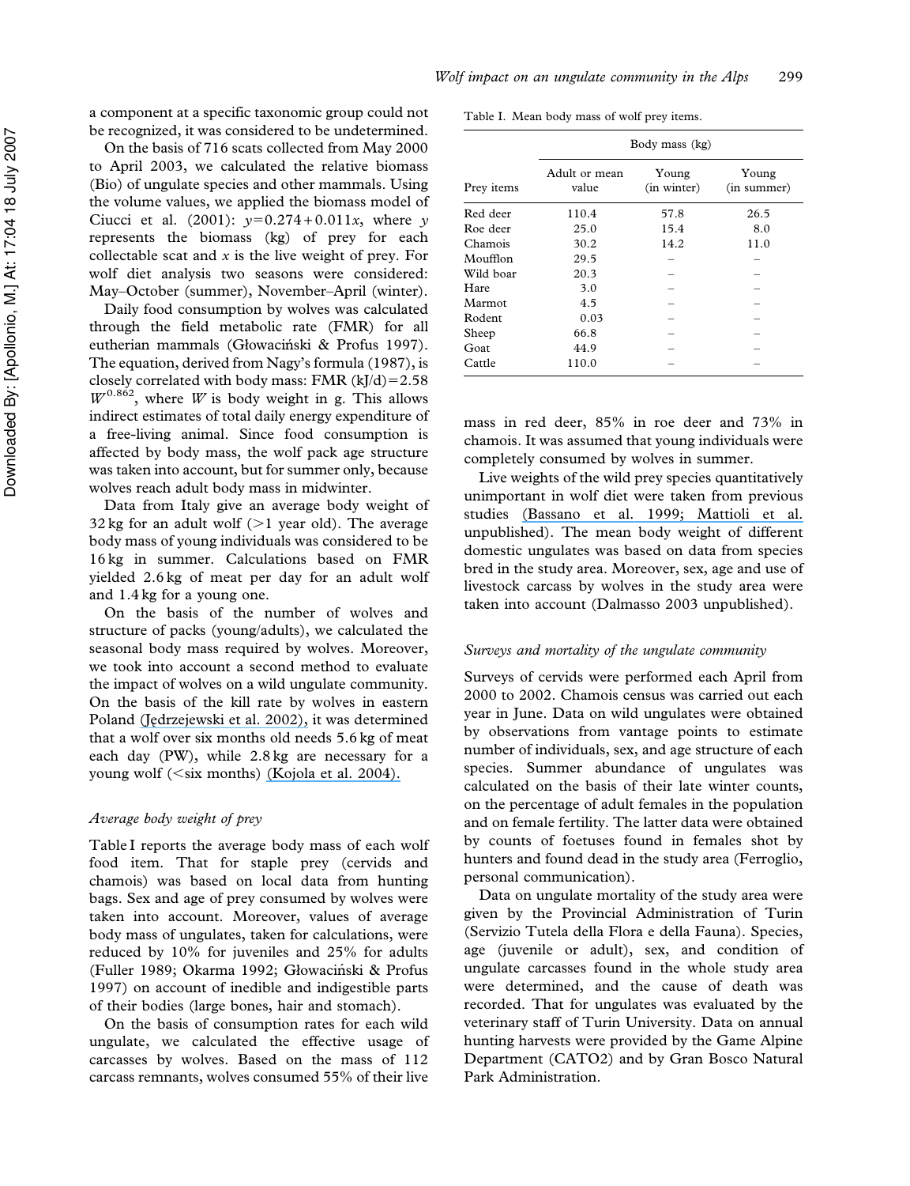a component at a specific taxonomic group could not be recognized, it was considered to be undetermined.

On the basis of 716 scats collected from May 2000 to April 2003, we calculated the relative biomass (Bio) of ungulate species and other mammals. Using the volume values, we applied the biomass model of Ciucci et al. (2001): $y = 0.274 + 0.011x$, where $y$ represents the biomass (kg) of prey for each collectable scat and $x$ is the live weight of prey. For wolf diet analysis two seasons were considered: May–October (summer), November–April (winter).

Daily food consumption by wolves was calculated through the field metabolic rate (FMR) for all eutherian mammals (Głowaciński & Profus 1997). The equation, derived from Nagy's formula (1987), is closely correlated with body mass: FMR (kJ/d) $= 2.58\ W^{0.862}$, where $W$ is body weight in g. This allows indirect estimates of total daily energy expenditure of a free-living animal. Since food consumption is affected by body mass, the wolf pack age structure was taken into account, but for summer only, because wolves reach adult body mass in midwinter.

Data from Italy give an average body weight of 32 kg for an adult wolf (>1 year old). The average body mass of young individuals was considered to be 16 kg in summer. Calculations based on FMR yielded 2.6 kg of meat per day for an adult wolf and 1.4 kg for a young one.

On the basis of the number of wolves and structure of packs (young/adults), we calculated the seasonal body mass required by wolves. Moreover, we took into account a second method to evaluate the impact of wolves on a wild ungulate community. On the basis of the kill rate by wolves in eastern Poland (Jędrzejewski et al. 2002), it was determined that a wolf over six months old needs 5.6 kg of meat each day (PW), while 2.8 kg are necessary for a young wolf (<six months) (Kojola et al. 2004).

### Average body weight of prey

Table I reports the average body mass of each wolf food item. That for staple prey (cervids and chamois) was based on local data from hunting bags. Sex and age of prey consumed by wolves were taken into account. Moreover, values of average body mass of ungulates, taken for calculations, were reduced by 10% for juveniles and 25% for adults (Fuller 1989; Okarma 1992; Głowaciński & Profus 1997) on account of inedible and indigestible parts of their bodies (large bones, hair and stomach).

On the basis of consumption rates for each wild ungulate, we calculated the effective usage of carcasses by wolves. Based on the mass of 112 carcass remnants, wolves consumed 55% of their live mass in red deer, 85% in roe deer and 73% in chamois. It was assumed that young individuals were completely consumed by wolves in summer.

Table I. Mean body mass of wolf prey items.

| | Body mass (kg) | | |
|---|---|---|---|
| Prey items | Adult or mean value | Young (in winter) | Young (in summer) |
| Red deer | 110.4 | 57.8 | 26.5 |
| Roe deer | 25.0 | 15.4 | 8.0 |
| Chamois | 30.2 | 14.2 | 11.0 |
| Moufflon | 29.5 | – | – |
| Wild boar | 20.3 | – | – |
| Hare | 3.0 | – | – |
| Marmot | 4.5 | – | – |
| Rodent | 0.03 | – | – |
| Sheep | 66.8 | – | – |
| Goat | 44.9 | – | – |
| Cattle | 110.0 | – | – |

Live weights of the wild prey species quantitatively unimportant in wolf diet were taken from previous studies (Bassano et al. 1999; Mattioli et al. unpublished). The mean body weight of different domestic ungulates was based on data from species bred in the study area. Moreover, sex, age and use of livestock carcass by wolves in the study area were taken into account (Dalmasso 2003 unpublished).

### Surveys and mortality of the ungulate community

Surveys of cervids were performed each April from 2000 to 2002. Chamois census was carried out each year in June. Data on wild ungulates were obtained by observations from vantage points to estimate number of individuals, sex, and age structure of each species. Summer abundance of ungulates was calculated on the basis of their late winter counts, on the percentage of adult females in the population and on female fertility. The latter data were obtained by counts of foetuses found in females shot by hunters and found dead in the study area (Ferroglio, personal communication).

Data on ungulate mortality of the study area were given by the Provincial Administration of Turin (Servizio Tutela della Flora e della Fauna). Species, age (juvenile or adult), sex, and condition of ungulate carcasses found in the whole study area were determined, and the cause of death was recorded. That for ungulates was evaluated by the veterinary staff of Turin University. Data on annual hunting harvests were provided by the Game Alpine Department (CATO2) and by Gran Bosco Natural Park Administration.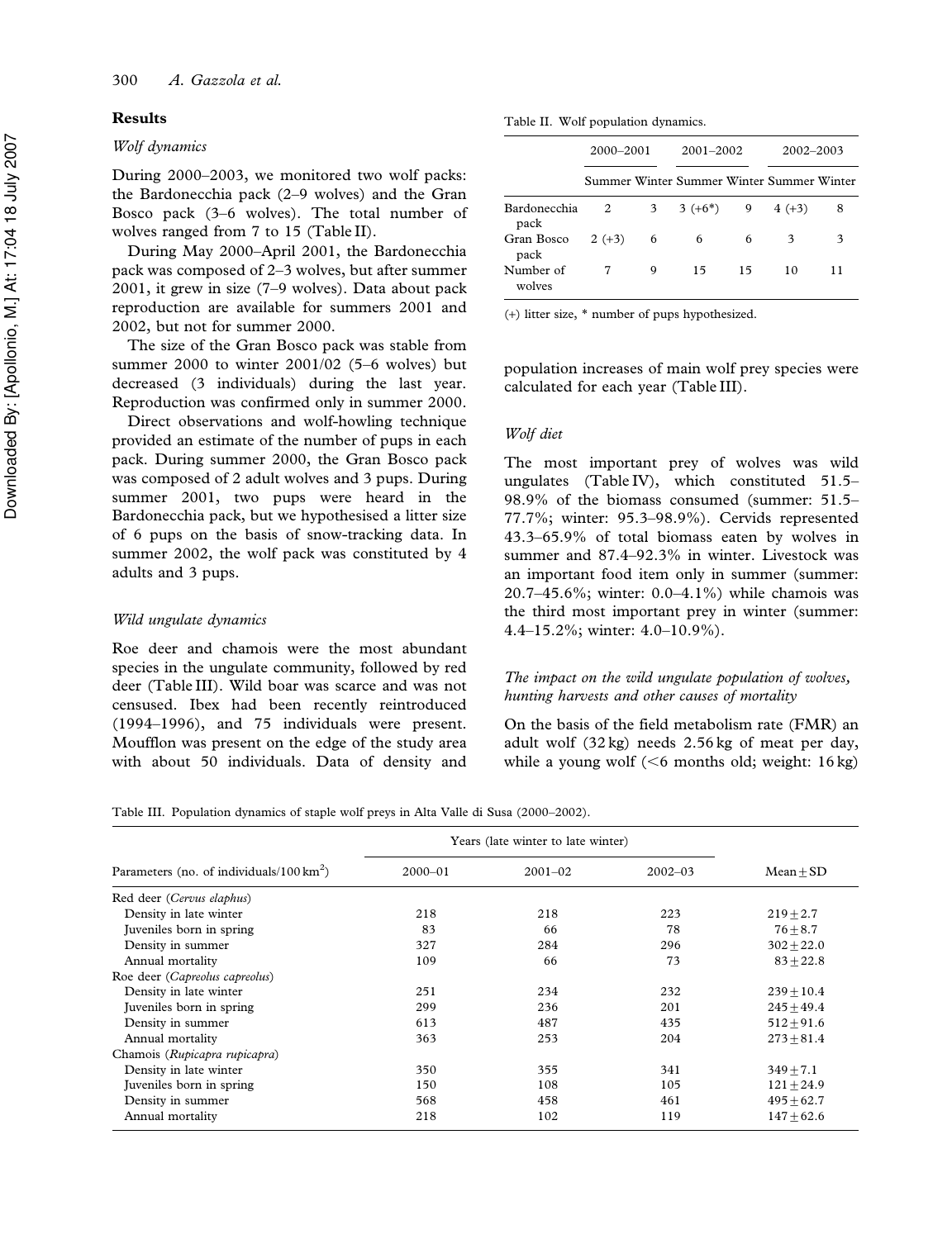## Results

### *Wolf dynamics*

During 2000–2003, we monitored two wolf packs: the Bardonecchia pack (2–9 wolves) and the Gran Bosco pack (3–6 wolves). The total number of wolves ranged from 7 to 15 (Table II).

During May 2000–April 2001, the Bardonecchia pack was composed of 2–3 wolves, but after summer 2001, it grew in size (7–9 wolves). Data about pack reproduction are available for summers 2001 and 2002, but not for summer 2000.

The size of the Gran Bosco pack was stable from summer 2000 to winter 2001/02 (5–6 wolves) but decreased (3 individuals) during the last year. Reproduction was confirmed only in summer 2000.

Direct observations and wolf-howling technique provided an estimate of the number of pups in each pack. During summer 2000, the Gran Bosco pack was composed of 2 adult wolves and 3 pups. During summer 2001, two pups were heard in the Bardonecchia pack, but we hypothesised a litter size of 6 pups on the basis of snow-tracking data. In summer 2002, the wolf pack was constituted by 4 adults and 3 pups.

Table II. Wolf population dynamics.

| | 2000–2001 | | 2001–2002 | | 2002–2003 | |
|---|---|---|---|---|---|---|
| | Summer | Winter | Summer | Winter | Summer | Winter |
| Bardonecchia pack | 2 | 3 | 3 (+6*) | 9 | 4 (+3) | 8 |
| Gran Bosco pack | 2 (+3) | 6 | 6 | 6 | 3 | 3 |
| Number of wolves | 7 | 9 | 15 | 15 | 10 | 11 |

(+) litter size, * number of pups hypothesized.

### *Wild ungulate dynamics*

Roe deer and chamois were the most abundant species in the ungulate community, followed by red deer (Table III). Wild boar was scarce and was not censused. Ibex had been recently reintroduced (1994–1996), and 75 individuals were present. Moufflon was present on the edge of the study area with about 50 individuals. Data of density and population increases of main wolf prey species were calculated for each year (Table III).

### *Wolf diet*

The most important prey of wolves was wild ungulates (Table IV), which constituted 51.5–98.9% of the biomass consumed (summer: 51.5–77.7%; winter: 95.3–98.9%). Cervids represented 43.3–65.9% of total biomass eaten by wolves in summer and 87.4–92.3% in winter. Livestock was an important food item only in summer (summer: 20.7–45.6%; winter: 0.0–4.1%) while chamois was the third most important prey in winter (summer: 4.4–15.2%; winter: 4.0–10.9%).

### *The impact on the wild ungulate population of wolves, hunting harvests and other causes of mortality*

On the basis of the field metabolism rate (FMR) an adult wolf (32 kg) needs 2.56 kg of meat per day, while a young wolf (<6 months old; weight: 16 kg)

Table III. Population dynamics of staple wolf preys in Alta Valle di Susa (2000–2002).

| Parameters (no. of individuals/100 km$^2$) | Years (late winter to late winter) | | | |
|---|---|---|---|---|
| | 2000–01 | 2001–02 | 2002–03 | Mean ± SD |
| Red deer (*Cervus elaphus*) | | | | |
| Density in late winter | 218 | 218 | 223 | 219 ± 2.7 |
| Juveniles born in spring | 83 | 66 | 78 | 76 ± 8.7 |
| Density in summer | 327 | 284 | 296 | 302 ± 22.0 |
| Annual mortality | 109 | 66 | 73 | 83 ± 22.8 |
| Roe deer (*Capreolus capreolus*) | | | | |
| Density in late winter | 251 | 234 | 232 | 239 ± 10.4 |
| Juveniles born in spring | 299 | 236 | 201 | 245 ± 49.4 |
| Density in summer | 613 | 487 | 435 | 512 ± 91.6 |
| Annual mortality | 363 | 253 | 204 | 273 ± 81.4 |
| Chamois (*Rupicapra rupicapra*) | | | | |
| Density in late winter | 350 | 355 | 341 | 349 ± 7.1 |
| Juveniles born in spring | 150 | 108 | 105 | 121 ± 24.9 |
| Density in summer | 568 | 458 | 461 | 495 ± 62.7 |
| Annual mortality | 218 | 102 | 119 | 147 ± 62.6 |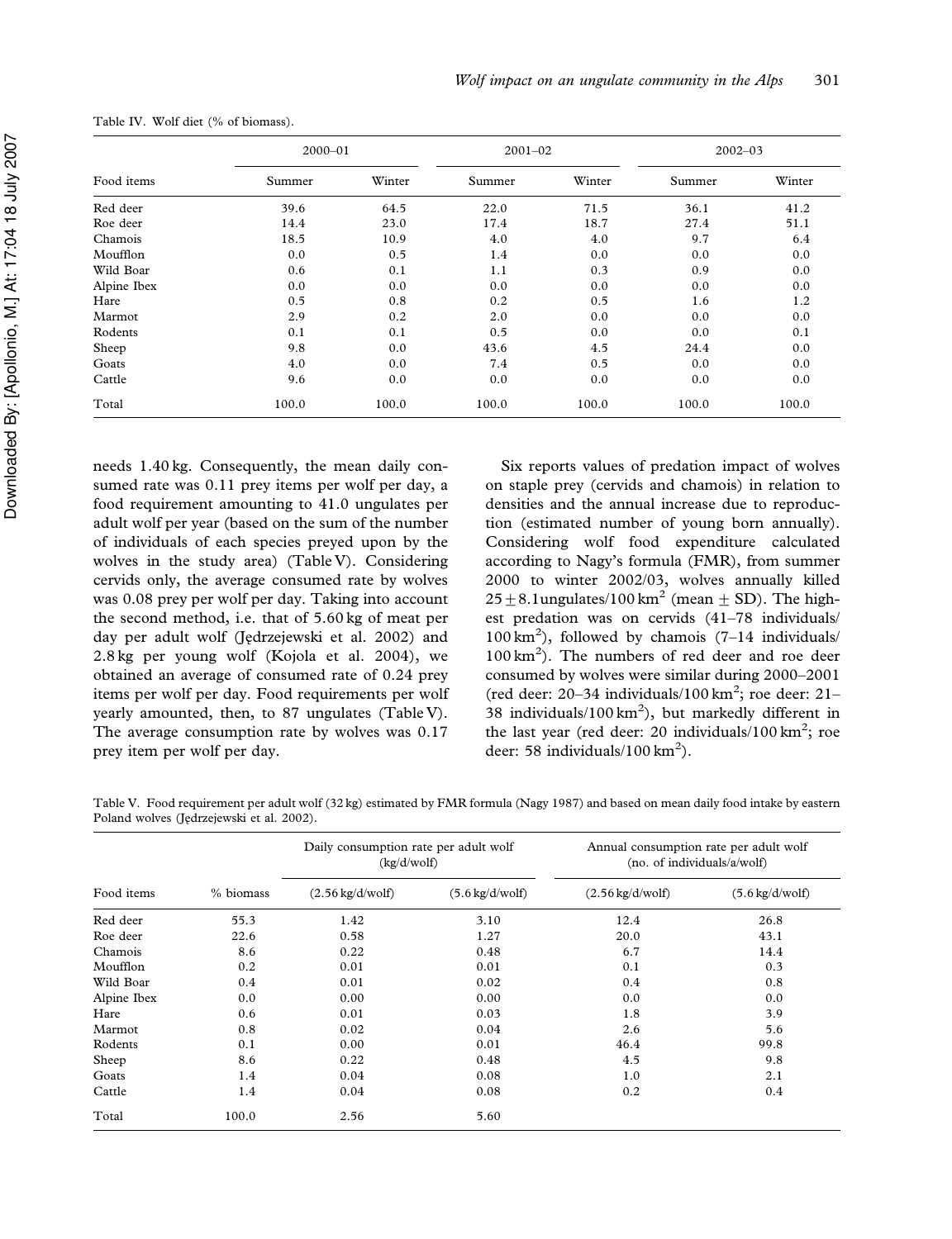Table IV. Wolf diet (% of biomass).

| Food items | 2000–01 | | 2001–02 | | 2002–03 | |
|---|---|---|---|---|---|---|
| | Summer | Winter | Summer | Winter | Summer | Winter |
| Red deer | 39.6 | 64.5 | 22.0 | 71.5 | 36.1 | 41.2 |
| Roe deer | 14.4 | 23.0 | 17.4 | 18.7 | 27.4 | 51.1 |
| Chamois | 18.5 | 10.9 | 4.0 | 4.0 | 9.7 | 6.4 |
| Moufflon | 0.0 | 0.5 | 1.4 | 0.0 | 0.0 | 0.0 |
| Wild Boar | 0.6 | 0.1 | 1.1 | 0.3 | 0.9 | 0.0 |
| Alpine Ibex | 0.0 | 0.0 | 0.0 | 0.0 | 0.0 | 0.0 |
| Hare | 0.5 | 0.8 | 0.2 | 0.5 | 1.6 | 1.2 |
| Marmot | 2.9 | 0.2 | 2.0 | 0.0 | 0.0 | 0.0 |
| Rodents | 0.1 | 0.1 | 0.5 | 0.0 | 0.0 | 0.1 |
| Sheep | 9.8 | 0.0 | 43.6 | 4.5 | 24.4 | 0.0 |
| Goats | 4.0 | 0.0 | 7.4 | 0.5 | 0.0 | 0.0 |
| Cattle | 9.6 | 0.0 | 0.0 | 0.0 | 0.0 | 0.0 |
| Total | 100.0 | 100.0 | 100.0 | 100.0 | 100.0 | 100.0 |

needs 1.40 kg. Consequently, the mean daily consumed rate was 0.11 prey items per wolf per day, a food requirement amounting to 41.0 ungulates per adult wolf per year (based on the sum of the number of individuals of each species preyed upon by the wolves in the study area) (Table V). Considering cervids only, the average consumed rate by wolves was 0.08 prey per wolf per day. Taking into account the second method, i.e. that of 5.60 kg of meat per day per adult wolf (Jędrzejewski et al. 2002) and 2.8 kg per young wolf (Kojola et al. 2004), we obtained an average of consumed rate of 0.24 prey items per wolf per day. Food requirements per wolf yearly amounted, then, to 87 ungulates (Table V). The average consumption rate by wolves was 0.17 prey item per wolf per day.

Six reports values of predation impact of wolves on staple prey (cervids and chamois) in relation to densities and the annual increase due to reproduction (estimated number of young born annually). Considering wolf food expenditure calculated according to Nagy's formula (FMR), from summer 2000 to winter 2002/03, wolves annually killed $25 \pm 8.1$ ungulates/100 km$^2$ (mean $\pm$ SD). The highest predation was on cervids (41–78 individuals/100 km$^2$), followed by chamois (7–14 individuals/100 km$^2$). The numbers of red deer and roe deer consumed by wolves were similar during 2000–2001 (red deer: 20–34 individuals/100 km$^2$; roe deer: 21–38 individuals/100 km$^2$), but markedly different in the last year (red deer: 20 individuals/100 km$^2$; roe deer: 58 individuals/100 km$^2$).

Table V. Food requirement per adult wolf (32 kg) estimated by FMR formula (Nagy 1987) and based on mean daily food intake by eastern Poland wolves (Jędrzejewski et al. 2002).

| Food items | % biomass | Daily consumption rate per adult wolf (kg/d/wolf) | | Annual consumption rate per adult wolf (no. of individuals/a/wolf) | |
|---|---|---|---|---|---|
| | | (2.56 kg/d/wolf) | (5.6 kg/d/wolf) | (2.56 kg/d/wolf) | (5.6 kg/d/wolf) |
| Red deer | 55.3 | 1.42 | 3.10 | 12.4 | 26.8 |
| Roe deer | 22.6 | 0.58 | 1.27 | 20.0 | 43.1 |
| Chamois | 8.6 | 0.22 | 0.48 | 6.7 | 14.4 |
| Moufflon | 0.2 | 0.01 | 0.01 | 0.1 | 0.3 |
| Wild Boar | 0.4 | 0.01 | 0.02 | 0.4 | 0.8 |
| Alpine Ibex | 0.0 | 0.00 | 0.00 | 0.0 | 0.0 |
| Hare | 0.6 | 0.01 | 0.03 | 1.8 | 3.9 |
| Marmot | 0.8 | 0.02 | 0.04 | 2.6 | 5.6 |
| Rodents | 0.1 | 0.00 | 0.01 | 46.4 | 99.8 |
| Sheep | 8.6 | 0.22 | 0.48 | 4.5 | 9.8 |
| Goats | 1.4 | 0.04 | 0.08 | 1.0 | 2.1 |
| Cattle | 1.4 | 0.04 | 0.08 | 0.2 | 0.4 |
| Total | 100.0 | 2.56 | 5.60 | | |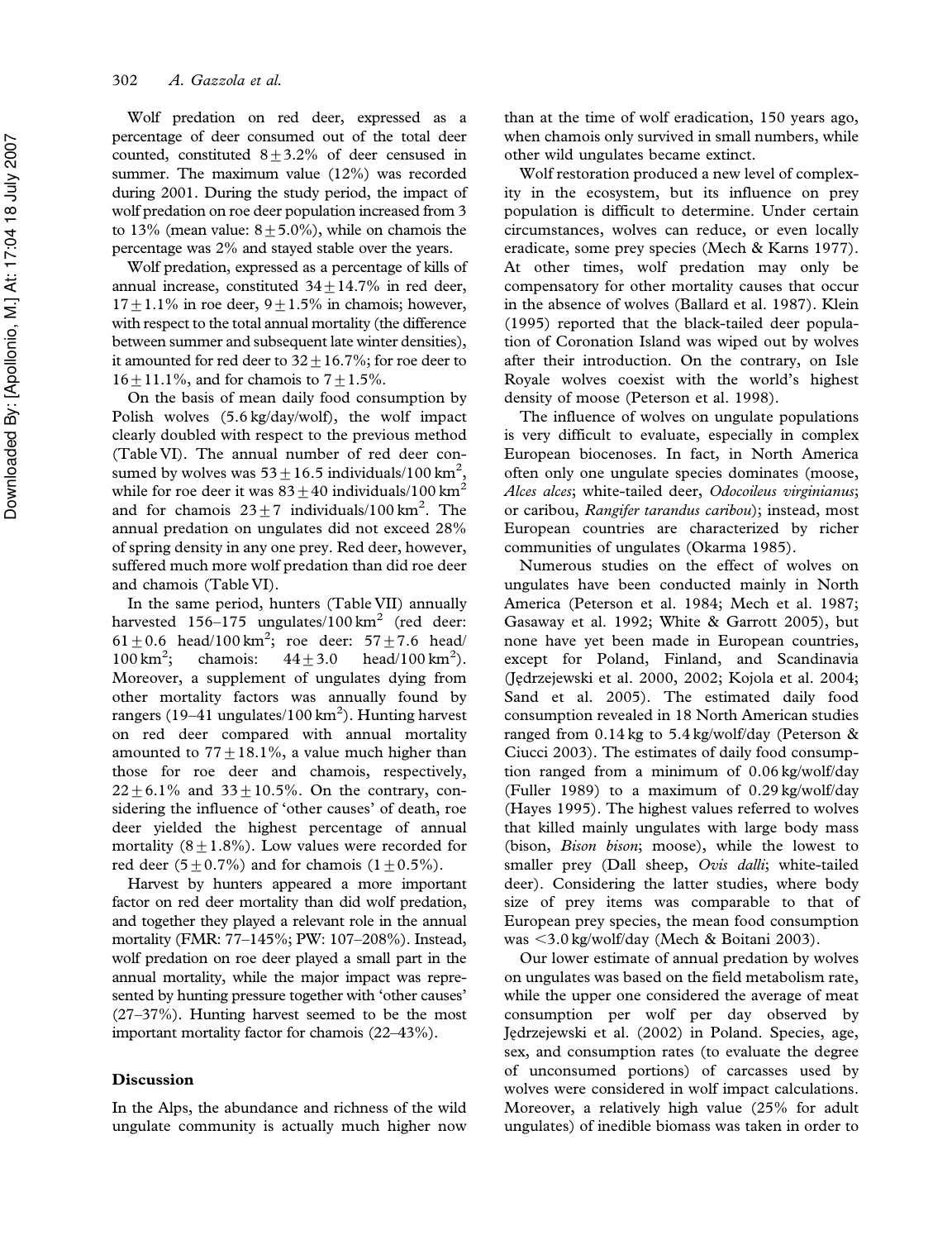Wolf predation on red deer, expressed as a percentage of deer consumed out of the total deer counted, constituted $8 \pm 3.2\%$ of deer censused in summer. The maximum value (12%) was recorded during 2001. During the study period, the impact of wolf predation on roe deer population increased from 3 to 13% (mean value: $8 \pm 5.0\%$), while on chamois the percentage was 2% and stayed stable over the years.

Wolf predation, expressed as a percentage of kills of annual increase, constituted $34 \pm 14.7\%$ in red deer, $17 \pm 1.1\%$ in roe deer, $9 \pm 1.5\%$ in chamois; however, with respect to the total annual mortality (the difference between summer and subsequent late winter densities), it amounted for red deer to $32 \pm 16.7\%$; for roe deer to $16 \pm 11.1\%$, and for chamois to $7 \pm 1.5\%$.

On the basis of mean daily food consumption by Polish wolves (5.6 kg/day/wolf), the wolf impact clearly doubled with respect to the previous method (Table VI). The annual number of red deer consumed by wolves was $53 \pm 16.5$ individuals/100 km$^2$, while for roe deer it was $83 \pm 40$ individuals/100 km$^2$ and for chamois $23 \pm 7$ individuals/100 km$^2$. The annual predation on ungulates did not exceed 28% of spring density in any one prey. Red deer, however, suffered much more wolf predation than did roe deer and chamois (Table VI).

In the same period, hunters (Table VII) annually harvested 156–175 ungulates/100 km$^2$ (red deer: $61 \pm 0.6$ head/100 km$^2$; roe deer: $57 \pm 7.6$ head/100 km$^2$; chamois: $44 \pm 3.0$ head/100 km$^2$). Moreover, a supplement of ungulates dying from other mortality factors was annually found by rangers (19–41 ungulates/100 km$^2$). Hunting harvest on red deer compared with annual mortality amounted to $77 \pm 18.1\%$, a value much higher than those for roe deer and chamois, respectively, $22 \pm 6.1\%$ and $33 \pm 10.5\%$. On the contrary, considering the influence of 'other causes' of death, roe deer yielded the highest percentage of annual mortality ($8 \pm 1.8\%$). Low values were recorded for red deer ($5 \pm 0.7\%$) and for chamois ($1 \pm 0.5\%$).

Harvest by hunters appeared a more important factor on red deer mortality than did wolf predation, and together they played a relevant role in the annual mortality (FMR: 77–145%; PW: 107–208%). Instead, wolf predation on roe deer played a small part in the annual mortality, while the major impact was represented by hunting pressure together with 'other causes' (27–37%). Hunting harvest seemed to be the most important mortality factor for chamois (22–43%).

## Discussion

In the Alps, the abundance and richness of the wild ungulate community is actually much higher now than at the time of wolf eradication, 150 years ago, when chamois only survived in small numbers, while other wild ungulates became extinct.

Wolf restoration produced a new level of complexity in the ecosystem, but its influence on prey population is difficult to determine. Under certain circumstances, wolves can reduce, or even locally eradicate, some prey species (Mech & Karns 1977). At other times, wolf predation may only be compensatory for other mortality causes that occur in the absence of wolves (Ballard et al. 1987). Klein (1995) reported that the black-tailed deer population of Coronation Island was wiped out by wolves after their introduction. On the contrary, on Isle Royale wolves coexist with the world's highest density of moose (Peterson et al. 1998).

The influence of wolves on ungulate populations is very difficult to evaluate, especially in complex European biocenoses. In fact, in North America often only one ungulate species dominates (moose, *Alces alces*; white-tailed deer, *Odocoileus virginianus*; or caribou, *Rangifer tarandus caribou*); instead, most European countries are characterized by richer communities of ungulates (Okarma 1985).

Numerous studies on the effect of wolves on ungulates have been conducted mainly in North America (Peterson et al. 1984; Mech et al. 1987; Gasaway et al. 1992; White & Garrott 2005), but none have yet been made in European countries, except for Poland, Finland, and Scandinavia (Jędrzejewski et al. 2000, 2002; Kojola et al. 2004; Sand et al. 2005). The estimated daily food consumption revealed in 18 North American studies ranged from 0.14 kg to 5.4 kg/wolf/day (Peterson & Ciucci 2003). The estimates of daily food consumption ranged from a minimum of 0.06 kg/wolf/day (Fuller 1989) to a maximum of 0.29 kg/wolf/day (Hayes 1995). The highest values referred to wolves that killed mainly ungulates with large body mass (bison, *Bison bison*; moose), while the lowest to smaller prey (Dall sheep, *Ovis dalli*; white-tailed deer). Considering the latter studies, where body size of prey items was comparable to that of European prey species, the mean food consumption was <3.0 kg/wolf/day (Mech & Boitani 2003).

Our lower estimate of annual predation by wolves on ungulates was based on the field metabolism rate, while the upper one considered the average of meat consumption per wolf per day observed by Jędrzejewski et al. (2002) in Poland. Species, age, sex, and consumption rates (to evaluate the degree of unconsumed portions) of carcasses used by wolves were considered in wolf impact calculations. Moreover, a relatively high value (25% for adult ungulates) of inedible biomass was taken in order to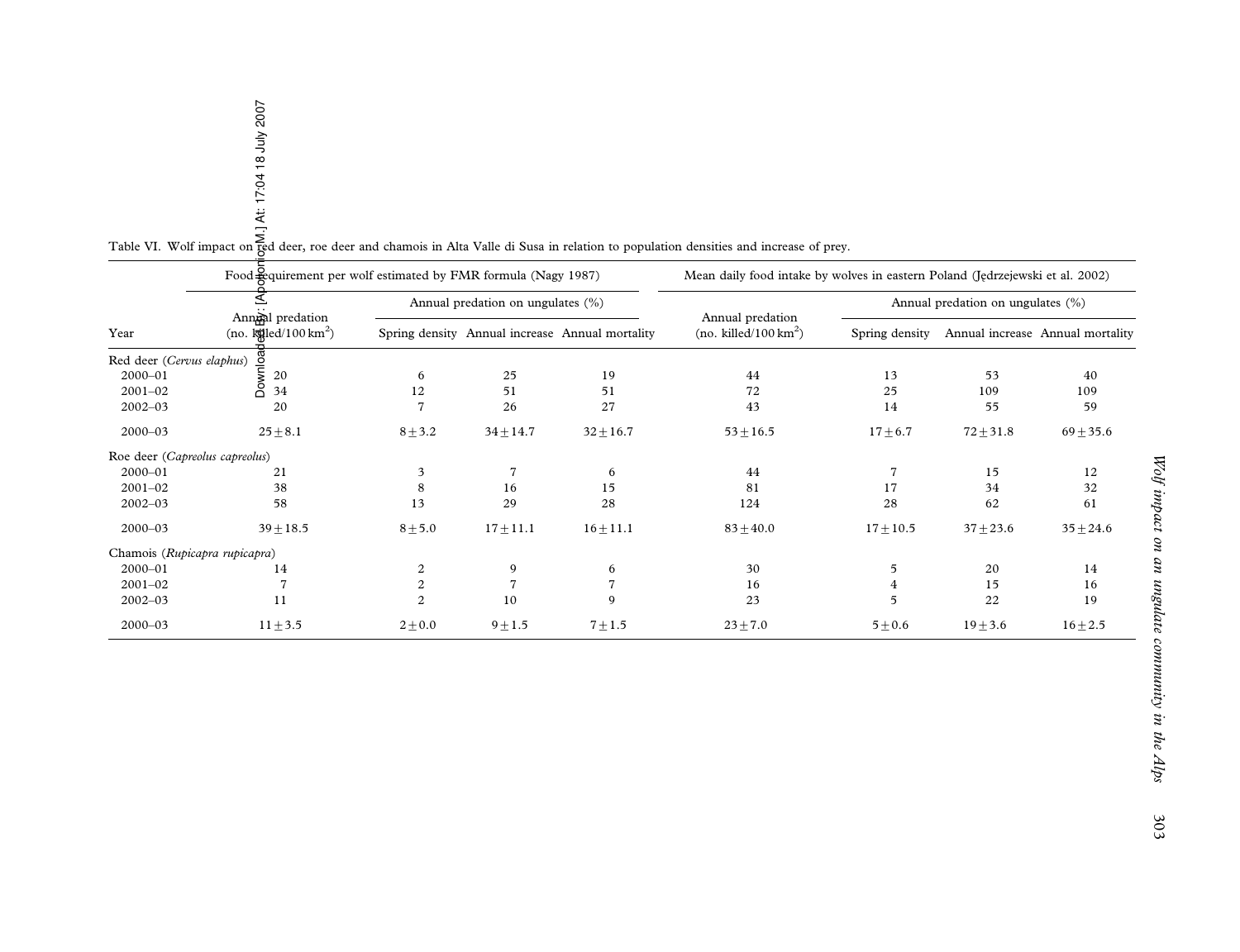Table VI. Wolf impact on red deer, roe deer and chamois in Alta Valle di Susa in relation to population densities and increase of prey.

| Year | Food requirement per wolf estimated by FMR formula (Nagy 1987) | | | | Mean daily food intake by wolves in eastern Poland (Jędrzejewski et al. 2002) | | | |
|---|---|---|---|---|---|---|---|---|
| | Annual predation (no. killed/100 km$^2$) | Annual predation on ungulates (%) | | | Annual predation (no. killed/100 km$^2$) | Annual predation on ungulates (%) | | |
| | | Spring density | Annual increase | Annual mortality | | Spring density | Annual increase | Annual mortality |
| Red deer (*Cervus elaphus*) | | | | | | | | |
| 2000–01 | 20 | 6 | 25 | 19 | 44 | 13 | 53 | 40 |
| 2001–02 | 34 | 12 | 51 | 51 | 72 | 25 | 109 | 109 |
| 2002–03 | 20 | 7 | 26 | 27 | 43 | 14 | 55 | 59 |
| 2000–03 | 25±8.1 | 8±3.2 | 34±14.7 | 32±16.7 | 53±16.5 | 17±6.7 | 72±31.8 | 69±35.6 |
| Roe deer (*Capreolus capreolus*) | | | | | | | | |
| 2000–01 | 21 | 3 | 7 | 6 | 44 | 7 | 15 | 12 |
| 2001–02 | 38 | 8 | 16 | 15 | 81 | 17 | 34 | 32 |
| 2002–03 | 58 | 13 | 29 | 28 | 124 | 28 | 62 | 61 |
| 2000–03 | 39±18.5 | 8±5.0 | 17±11.1 | 16±11.1 | 83±40.0 | 17±10.5 | 37±23.6 | 35±24.6 |
| Chamois (*Rupicapra rupicapra*) | | | | | | | | |
| 2000–01 | 14 | 2 | 9 | 6 | 30 | 5 | 20 | 14 |
| 2001–02 | 7 | 2 | 7 | 7 | 16 | 4 | 15 | 16 |
| 2002–03 | 11 | 2 | 10 | 9 | 23 | 5 | 22 | 19 |
| 2000–03 | 11±3.5 | 2±0.0 | 9±1.5 | 7±1.5 | 23±7.0 | 5±0.6 | 19±3.6 | 16±2.5 |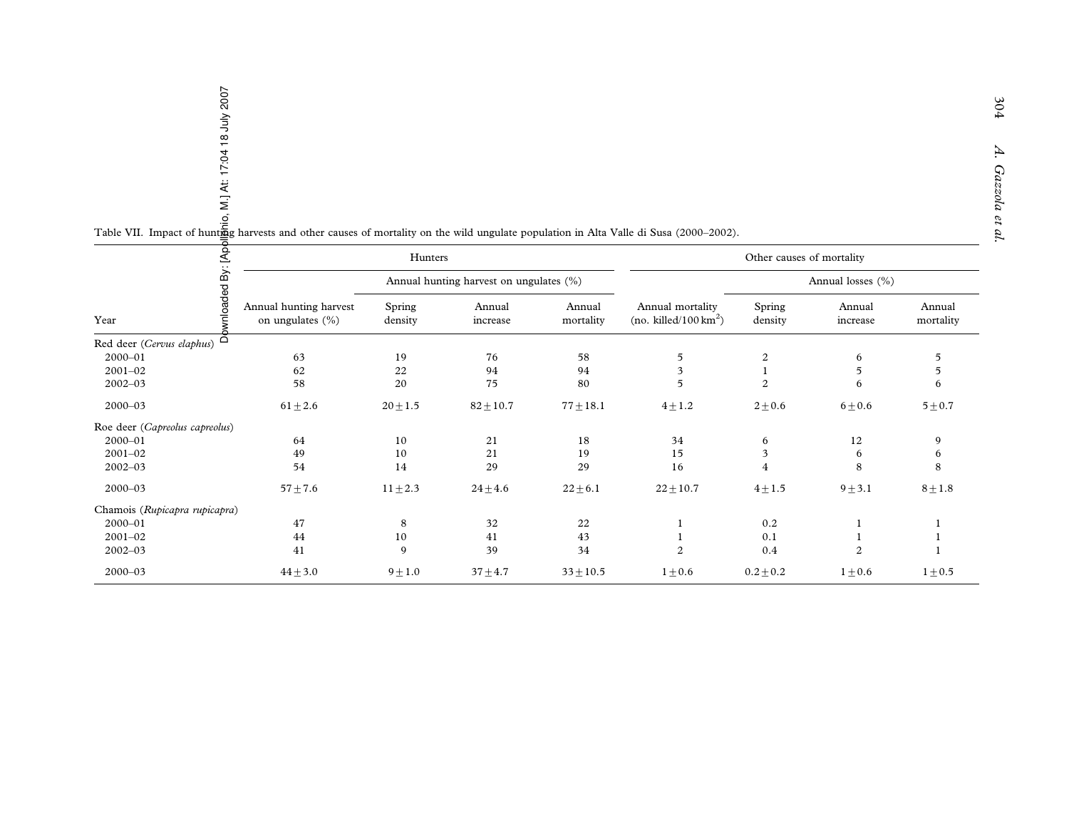Table VII. Impact of hunting harvests and other causes of mortality on the wild ungulate population in Alta Valle di Susa (2000–2002).

| Year | Hunters | | | | Other causes of mortality | | | |
|---|---|---|---|---|---|---|---|---|
| | Annual hunting harvest on ungulates (%) | Annual hunting harvest on ungulates (%) | | | Annual mortality (no. killed/100 km$^2$) | Annual losses (%) | | |
| | | Spring density | Annual increase | Annual mortality | | Spring density | Annual increase | Annual mortality |
| Red deer (*Cervus elaphus*) | | | | | | | | |
| 2000–01 | 63 | 19 | 76 | 58 | 5 | 2 | 6 | 5 |
| 2001–02 | 62 | 22 | 94 | 94 | 3 | 1 | 5 | 5 |
| 2002–03 | 58 | 20 | 75 | 80 | 5 | 2 | 6 | 6 |
| 2000–03 | $61 \pm 2.6$ | $20 \pm 1.5$ | $82 \pm 10.7$ | $77 \pm 18.1$ | $4 \pm 1.2$ | $2 \pm 0.6$ | $6 \pm 0.6$ | $5 \pm 0.7$ |
| Roe deer (*Capreolus capreolus*) | | | | | | | | |
| 2000–01 | 64 | 10 | 21 | 18 | 34 | 6 | 12 | 9 |
| 2001–02 | 49 | 10 | 21 | 19 | 15 | 3 | 6 | 6 |
| 2002–03 | 54 | 14 | 29 | 29 | 16 | 4 | 8 | 8 |
| 2000–03 | $57 \pm 7.6$ | $11 \pm 2.3$ | $24 \pm 4.6$ | $22 \pm 6.1$ | $22 \pm 10.7$ | $4 \pm 1.5$ | $9 \pm 3.1$ | $8 \pm 1.8$ |
| Chamois (*Rupicapra rupicapra*) | | | | | | | | |
| 2000–01 | 47 | 8 | 32 | 22 | 1 | 0.2 | 1 | 1 |
| 2001–02 | 44 | 10 | 41 | 43 | 1 | 0.1 | 1 | 1 |
| 2002–03 | 41 | 9 | 39 | 34 | 2 | 0.4 | 2 | 1 |
| 2000–03 | $44 \pm 3.0$ | $9 \pm 1.0$ | $37 \pm 4.7$ | $33 \pm 10.5$ | $1 \pm 0.6$ | $0.2 \pm 0.2$ | $1 \pm 0.6$ | $1 \pm 0.5$ |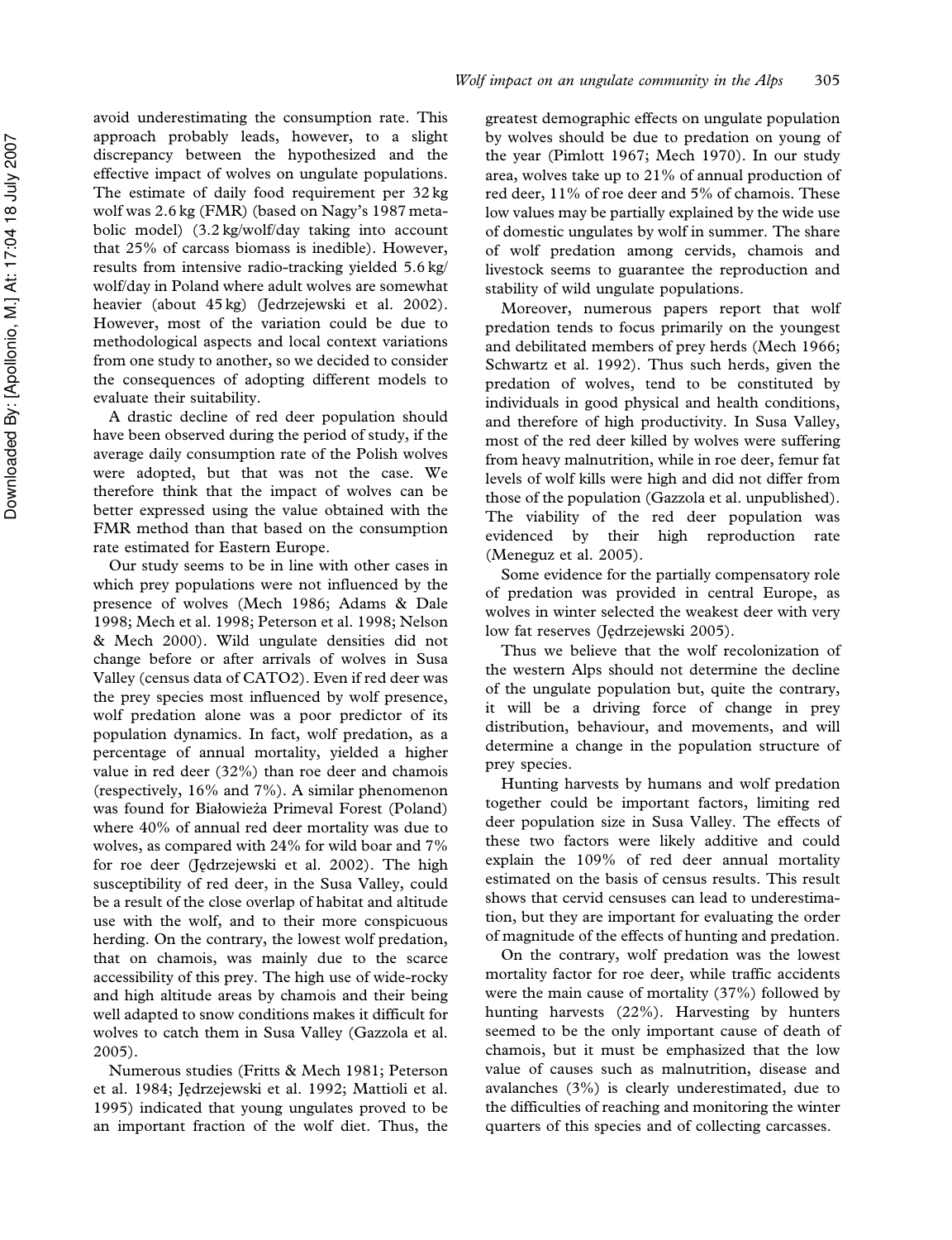avoid underestimating the consumption rate. This approach probably leads, however, to a slight discrepancy between the hypothesized and the effective impact of wolves on ungulate populations. The estimate of daily food requirement per 32 kg wolf was 2.6 kg (FMR) (based on Nagy's 1987 metabolic model) (3.2 kg/wolf/day taking into account that 25% of carcass biomass is inedible). However, results from intensive radio-tracking yielded 5.6 kg/wolf/day in Poland where adult wolves are somewhat heavier (about 45 kg) (Jedrzejewski et al. 2002). However, most of the variation could be due to methodological aspects and local context variations from one study to another, so we decided to consider the consequences of adopting different models to evaluate their suitability.

A drastic decline of red deer population should have been observed during the period of study, if the average daily consumption rate of the Polish wolves were adopted, but that was not the case. We therefore think that the impact of wolves can be better expressed using the value obtained with the FMR method than that based on the consumption rate estimated for Eastern Europe.

Our study seems to be in line with other cases in which prey populations were not influenced by the presence of wolves (Mech 1986; Adams & Dale 1998; Mech et al. 1998; Peterson et al. 1998; Nelson & Mech 2000). Wild ungulate densities did not change before or after arrivals of wolves in Susa Valley (census data of CATO2). Even if red deer was the prey species most influenced by wolf presence, wolf predation alone was a poor predictor of its population dynamics. In fact, wolf predation, as a percentage of annual mortality, yielded a higher value in red deer (32%) than roe deer and chamois (respectively, 16% and 7%). A similar phenomenon was found for Białowieża Primeval Forest (Poland) where 40% of annual red deer mortality was due to wolves, as compared with 24% for wild boar and 7% for roe deer (Jędrzejewski et al. 2002). The high susceptibility of red deer, in the Susa Valley, could be a result of the close overlap of habitat and altitude use with the wolf, and to their more conspicuous herding. On the contrary, the lowest wolf predation, that on chamois, was mainly due to the scarce accessibility of this prey. The high use of wide-rocky and high altitude areas by chamois and their being well adapted to snow conditions makes it difficult for wolves to catch them in Susa Valley (Gazzola et al. 2005).

Numerous studies (Fritts & Mech 1981; Peterson et al. 1984; Jędrzejewski et al. 1992; Mattioli et al. 1995) indicated that young ungulates proved to be an important fraction of the wolf diet. Thus, the greatest demographic effects on ungulate population by wolves should be due to predation on young of the year (Pimlott 1967; Mech 1970). In our study area, wolves take up to 21% of annual production of red deer, 11% of roe deer and 5% of chamois. These low values may be partially explained by the wide use of domestic ungulates by wolf in summer. The share of wolf predation among cervids, chamois and livestock seems to guarantee the reproduction and stability of wild ungulate populations.

Moreover, numerous papers report that wolf predation tends to focus primarily on the youngest and debilitated members of prey herds (Mech 1966; Schwartz et al. 1992). Thus such herds, given the predation of wolves, tend to be constituted by individuals in good physical and health conditions, and therefore of high productivity. In Susa Valley, most of the red deer killed by wolves were suffering from heavy malnutrition, while in roe deer, femur fat levels of wolf kills were high and did not differ from those of the population (Gazzola et al. unpublished). The viability of the red deer population was evidenced by their high reproduction rate (Meneguz et al. 2005).

Some evidence for the partially compensatory role of predation was provided in central Europe, as wolves in winter selected the weakest deer with very low fat reserves (Jędrzejewski 2005).

Thus we believe that the wolf recolonization of the western Alps should not determine the decline of the ungulate population but, quite the contrary, it will be a driving force of change in prey distribution, behaviour, and movements, and will determine a change in the population structure of prey species.

Hunting harvests by humans and wolf predation together could be important factors, limiting red deer population size in Susa Valley. The effects of these two factors were likely additive and could explain the 109% of red deer annual mortality estimated on the basis of census results. This result shows that cervid censuses can lead to underestimation, but they are important for evaluating the order of magnitude of the effects of hunting and predation.

On the contrary, wolf predation was the lowest mortality factor for roe deer, while traffic accidents were the main cause of mortality (37%) followed by hunting harvests (22%). Harvesting by hunters seemed to be the only important cause of death of chamois, but it must be emphasized that the low value of causes such as malnutrition, disease and avalanches (3%) is clearly underestimated, due to the difficulties of reaching and monitoring the winter quarters of this species and of collecting carcasses.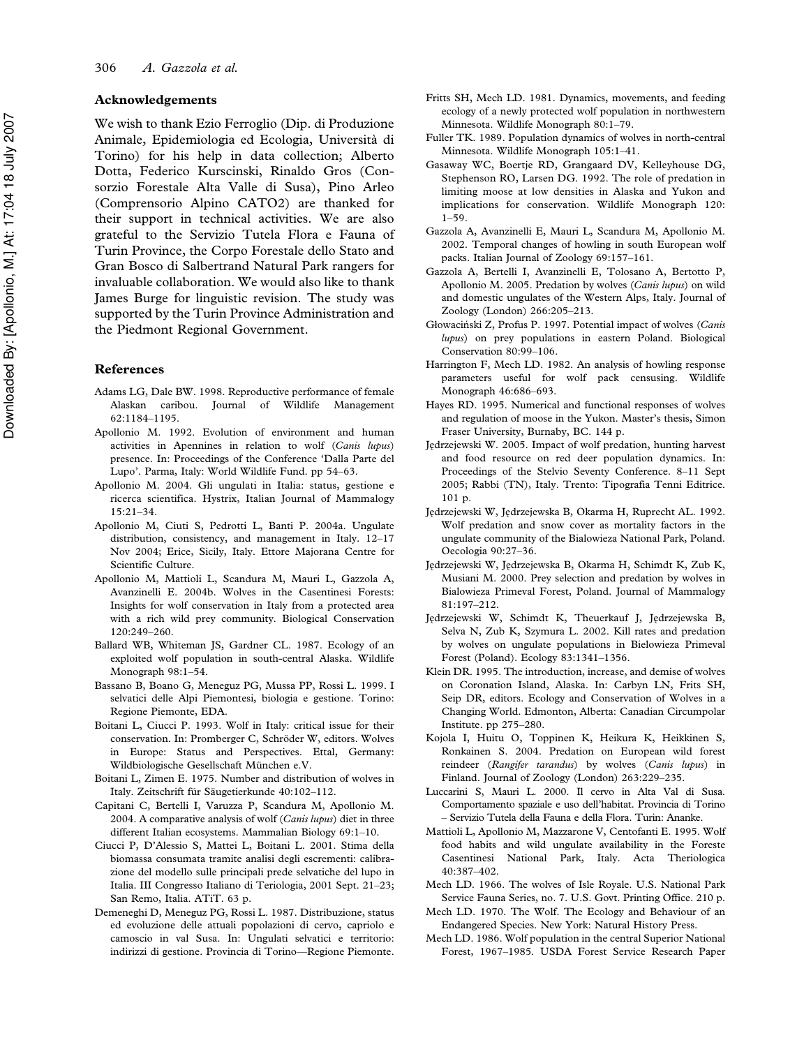## Acknowledgements

We wish to thank Ezio Ferroglio (Dip. di Produzione Animale, Epidemiologia ed Ecologia, Università di Torino) for his help in data collection; Alberto Dotta, Federico Kurscinski, Rinaldo Gros (Consorzio Forestale Alta Valle di Susa), Pino Arleo (Comprensorio Alpino CATO2) are thanked for their support in technical activities. We are also grateful to the Servizio Tutela Flora e Fauna of Turin Province, the Corpo Forestale dello Stato and Gran Bosco di Salbertrand Natural Park rangers for invaluable collaboration. We would also like to thank James Burge for linguistic revision. The study was supported by the Turin Province Administration and the Piedmont Regional Government.

## References

Adams LG, Dale BW. 1998. Reproductive performance of female Alaskan caribou. Journal of Wildlife Management 62:1184–1195.

Apollonio M. 1992. Evolution of environment and human activities in Apennines in relation to wolf (*Canis lupus*) presence. In: Proceedings of the Conference 'Dalla Parte del Lupo'. Parma, Italy: World Wildlife Fund. pp 54–63.

Apollonio M. 2004. Gli ungulati in Italia: status, gestione e ricerca scientifica. Hystrix, Italian Journal of Mammalogy 15:21–34.

Apollonio M, Ciuti S, Pedrotti L, Banti P. 2004a. Ungulate distribution, consistency, and management in Italy. 12–17 Nov 2004; Erice, Sicily, Italy. Ettore Majorana Centre for Scientific Culture.

Apollonio M, Mattioli L, Scandura M, Mauri L, Gazzola A, Avanzinelli E. 2004b. Wolves in the Casentinesi Forests: Insights for wolf conservation in Italy from a protected area with a rich wild prey community. Biological Conservation 120:249–260.

Ballard WB, Whiteman JS, Gardner CL. 1987. Ecology of an exploited wolf population in south-central Alaska. Wildlife Monograph 98:1–54.

Bassano B, Boano G, Meneguz PG, Mussa PP, Rossi L. 1999. I selvatici delle Alpi Piemontesi, biologia e gestione. Torino: Regione Piemonte, EDA.

Boitani L, Ciucci P. 1993. Wolf in Italy: critical issue for their conservation. In: Promberger C, Schröder W, editors. Wolves in Europe: Status and Perspectives. Ettal, Germany: Wildbiologische Gesellschaft München e.V.

Boitani L, Zimen E. 1975. Number and distribution of wolves in Italy. Zeitschrift für Säugetierkunde 40:102–112.

Capitani C, Bertelli I, Varuzza P, Scandura M, Apollonio M. 2004. A comparative analysis of wolf (*Canis lupus*) diet in three different Italian ecosystems. Mammalian Biology 69:1–10.

Ciucci P, D'Alessio S, Mattei L, Boitani L. 2001. Stima della biomassa consumata tramite analisi degli escrementi: calibrazione del modello sulle principali prede selvatiche del lupo in Italia. III Congresso Italiano di Teriologia, 2001 Sept. 21–23; San Remo, Italia. ATiT. 63 p.

Demeneghi D, Meneguz PG, Rossi L. 1987. Distribuzione, status ed evoluzione delle attuali popolazioni di cervo, capriolo e camoscio in val Susa. In: Ungulati selvatici e territorio: indirizzi di gestione. Provincia di Torino—Regione Piemonte.

Fritts SH, Mech LD. 1981. Dynamics, movements, and feeding ecology of a newly protected wolf population in northwestern Minnesota. Wildlife Monograph 80:1–79.

Fuller TK. 1989. Population dynamics of wolves in north-central Minnesota. Wildlife Monograph 105:1–41.

Gasaway WC, Boertje RD, Grangaard DV, Kelleyhouse DG, Stephenson RO, Larsen DG. 1992. The role of predation in limiting moose at low densities in Alaska and Yukon and implications for conservation. Wildlife Monograph 120: 1–59.

Gazzola A, Avanzinelli E, Mauri L, Scandura M, Apollonio M. 2002. Temporal changes of howling in south European wolf packs. Italian Journal of Zoology 69:157–161.

Gazzola A, Bertelli I, Avanzinelli E, Tolosano A, Bertotto P, Apollonio M. 2005. Predation by wolves (*Canis lupus*) on wild and domestic ungulates of the Western Alps, Italy. Journal of Zoology (London) 266:205–213.

Głowaciński Z, Profus P. 1997. Potential impact of wolves (*Canis lupus*) on prey populations in eastern Poland. Biological Conservation 80:99–106.

Harrington F, Mech LD. 1982. An analysis of howling response parameters useful for wolf pack censusing. Wildlife Monograph 46:686–693.

Hayes RD. 1995. Numerical and functional responses of wolves and regulation of moose in the Yukon. Master's thesis, Simon Fraser University, Burnaby, BC. 144 p.

Jędrzejewski W. 2005. Impact of wolf predation, hunting harvest and food resource on red deer population dynamics. In: Proceedings of the Stelvio Seventy Conference. 8–11 Sept 2005; Rabbi (TN), Italy. Trento: Tipografia Tenni Editrice. 101 p.

Jędrzejewski W, Jędrzejewska B, Okarma H, Ruprecht AL. 1992. Wolf predation and snow cover as mortality factors in the ungulate community of the Bialowieza National Park, Poland. Oecologia 90:27–36.

Jędrzejewski W, Jędrzejewska B, Okarma H, Schimdt K, Zub K, Musiani M. 2000. Prey selection and predation by wolves in Bialowieza Primeval Forest, Poland. Journal of Mammalogy 81:197–212.

Jędrzejewski W, Schimdt K, Theuerkauf J, Jędrzejewska B, Selva N, Zub K, Szymura L. 2002. Kill rates and predation by wolves on ungulate populations in Bielowieza Primeval Forest (Poland). Ecology 83:1341–1356.

Klein DR. 1995. The introduction, increase, and demise of wolves on Coronation Island, Alaska. In: Carbyn LN, Frits SH, Seip DR, editors. Ecology and Conservation of Wolves in a Changing World. Edmonton, Alberta: Canadian Circumpolar Institute. pp 275–280.

Kojola I, Huitu O, Toppinen K, Heikura K, Heikkinen S, Ronkainen S. 2004. Predation on European wild forest reindeer (*Rangifer tarandus*) by wolves (*Canis lupus*) in Finland. Journal of Zoology (London) 263:229–235.

Luccarini S, Mauri L. 2000. Il cervo in Alta Val di Susa. Comportamento spaziale e uso dell'habitat. Provincia di Torino – Servizio Tutela della Fauna e della Flora. Turin: Ananke.

Mattioli L, Apollonio M, Mazzarone V, Centofanti E. 1995. Wolf food habits and wild ungulate availability in the Foreste Casentinesi National Park, Italy. Acta Theriologica 40:387–402.

Mech LD. 1966. The wolves of Isle Royale. U.S. National Park Service Fauna Series, no. 7. U.S. Govt. Printing Office. 210 p.

Mech LD. 1970. The Wolf. The Ecology and Behaviour of an Endangered Species. New York: Natural History Press.

Mech LD. 1986. Wolf population in the central Superior National Forest, 1967–1985. USDA Forest Service Research Paper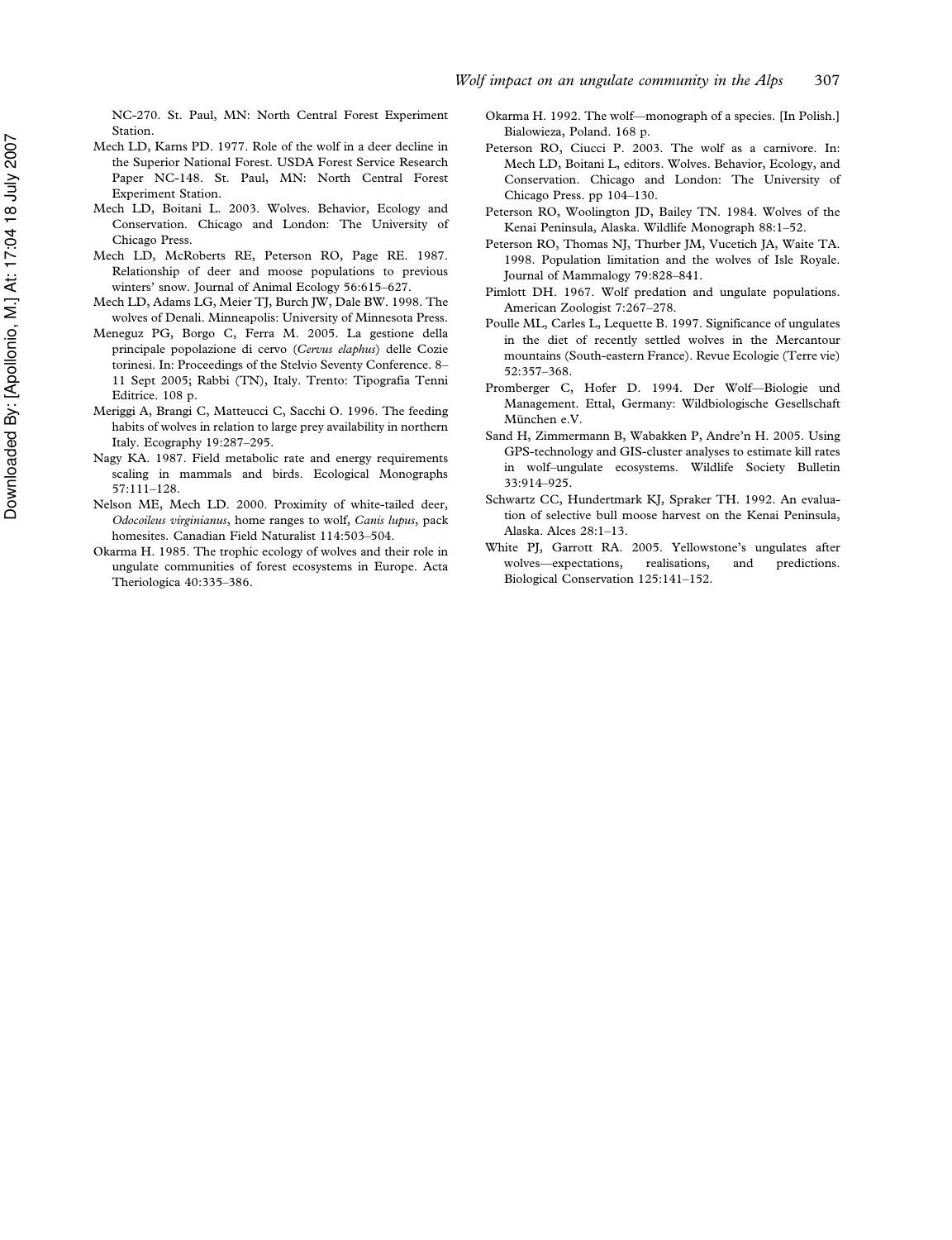NC-270. St. Paul, MN: North Central Forest Experiment Station.

Mech LD, Karns PD. 1977. Role of the wolf in a deer decline in the Superior National Forest. USDA Forest Service Research Paper NC-148. St. Paul, MN: North Central Forest Experiment Station.

Mech LD, Boitani L. 2003. Wolves. Behavior, Ecology and Conservation. Chicago and London: The University of Chicago Press.

Mech LD, McRoberts RE, Peterson RO, Page RE. 1987. Relationship of deer and moose populations to previous winters' snow. Journal of Animal Ecology 56:615–627.

Mech LD, Adams LG, Meier TJ, Burch JW, Dale BW. 1998. The wolves of Denali. Minneapolis: University of Minnesota Press.

Meneguz PG, Borgo C, Ferra M. 2005. La gestione della principale popolazione di cervo (*Cervus elaphus*) delle Cozie torinesi. In: Proceedings of the Stelvio Seventy Conference. 8–11 Sept 2005; Rabbi (TN), Italy. Trento: Tipografia Tenni Editrice. 108 p.

Meriggi A, Brangi C, Matteucci C, Sacchi O. 1996. The feeding habits of wolves in relation to large prey availability in northern Italy. Ecography 19:287–295.

Nagy KA. 1987. Field metabolic rate and energy requirements scaling in mammals and birds. Ecological Monographs 57:111–128.

Nelson ME, Mech LD. 2000. Proximity of white-tailed deer, *Odocoileus virginianus*, home ranges to wolf, *Canis lupus*, pack homesites. Canadian Field Naturalist 114:503–504.

Okarma H. 1985. The trophic ecology of wolves and their role in ungulate communities of forest ecosystems in Europe. Acta Theriologica 40:335–386.

Okarma H. 1992. The wolf—monograph of a species. [In Polish.] Bialowieza, Poland. 168 p.

Peterson RO, Ciucci P. 2003. The wolf as a carnivore. In: Mech LD, Boitani L, editors. Wolves. Behavior, Ecology, and Conservation. Chicago and London: The University of Chicago Press. pp 104–130.

Peterson RO, Woolington JD, Bailey TN. 1984. Wolves of the Kenai Peninsula, Alaska. Wildlife Monograph 88:1–52.

Peterson RO, Thomas NJ, Thurber JM, Vucetich JA, Waite TA. 1998. Population limitation and the wolves of Isle Royale. Journal of Mammalogy 79:828–841.

Pimlott DH. 1967. Wolf predation and ungulate populations. American Zoologist 7:267–278.

Poulle ML, Carles L, Lequette B. 1997. Significance of ungulates in the diet of recently settled wolves in the Mercantour mountains (South-eastern France). Revue Ecologie (Terre vie) 52:357–368.

Promberger C, Hofer D. 1994. Der Wolf—Biologie und Management. Ettal, Germany: Wildbiologische Gesellschaft München e.V.

Sand H, Zimmermann B, Wabakken P, Andre'n H. 2005. Using GPS-technology and GIS-cluster analyses to estimate kill rates in wolf–ungulate ecosystems. Wildlife Society Bulletin 33:914–925.

Schwartz CC, Hundertmark KJ, Spraker TH. 1992. An evaluation of selective bull moose harvest on the Kenai Peninsula, Alaska. Alces 28:1–13.

White PJ, Garrott RA. 2005. Yellowstone's ungulates after wolves—expectations, realisations, and predictions. Biological Conservation 125:141–152.